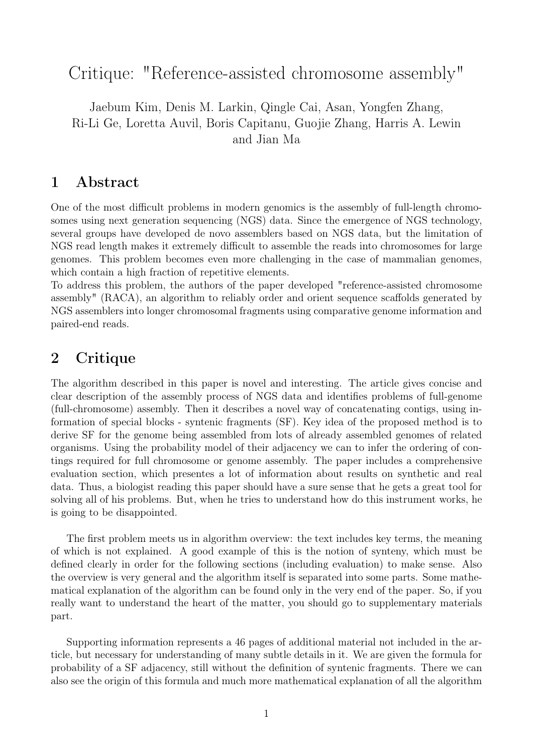# Critique: "Reference-assisted chromosome assembly"

Jaebum Kim, Denis M. Larkin, Qingle Cai, Asan, Yongfen Zhang, Ri-Li Ge, Loretta Auvil, Boris Capitanu, Guojie Zhang, Harris A. Lewin and Jian Ma

## 1 Abstract

One of the most difficult problems in modern genomics is the assembly of full-length chromosomes using next generation sequencing (NGS) data. Since the emergence of NGS technology, several groups have developed de novo assemblers based on NGS data, but the limitation of NGS read length makes it extremely difficult to assemble the reads into chromosomes for large genomes. This problem becomes even more challenging in the case of mammalian genomes, which contain a high fraction of repetitive elements.
To address this problem, the authors of the paper developed "reference-assisted chromosome assembly" (RACA), an algorithm to reliably order and orient sequence scaffolds generated by NGS assemblers into longer chromosomal fragments using comparative genome information and paired-end reads.

## 2 Critique

The algorithm described in this paper is novel and interesting. The article gives concise and clear description of the assembly process of NGS data and identifies problems of full-genome (full-chromosome) assembly. Then it describes a novel way of concatenating contigs, using information of special blocks - syntenic fragments (SF). Key idea of the proposed method is to derive SF for the genome being assembled from lots of already assembled genomes of related organisms. Using the probability model of their adjacency we can to infer the ordering of contings required for full chromosome or genome assembly. The paper includes a comprehensive evaluation section, which presentes a lot of information about results on synthetic and real data. Thus, a biologist reading this paper should have a sure sense that he gets a great tool for solving all of his problems. But, when he tries to understand how do this instrument works, he is going to be disappointed.

The first problem meets us in algorithm overview: the text includes key terms, the meaning of which is not explained. A good example of this is the notion of synteny, which must be defined clearly in order for the following sections (including evaluation) to make sense. Also the overview is very general and the algorithm itself is separated into some parts. Some mathematical explanation of the algorithm can be found only in the very end of the paper. So, if you really want to understand the heart of the matter, you should go to supplementary materials part.

Supporting information represents a 46 pages of additional material not included in the article, but necessary for understanding of many subtle details in it. We are given the formula for probability of a SF adjacency, still without the definition of syntenic fragments. There we can also see the origin of this formula and much more mathematical explanation of all the algorithm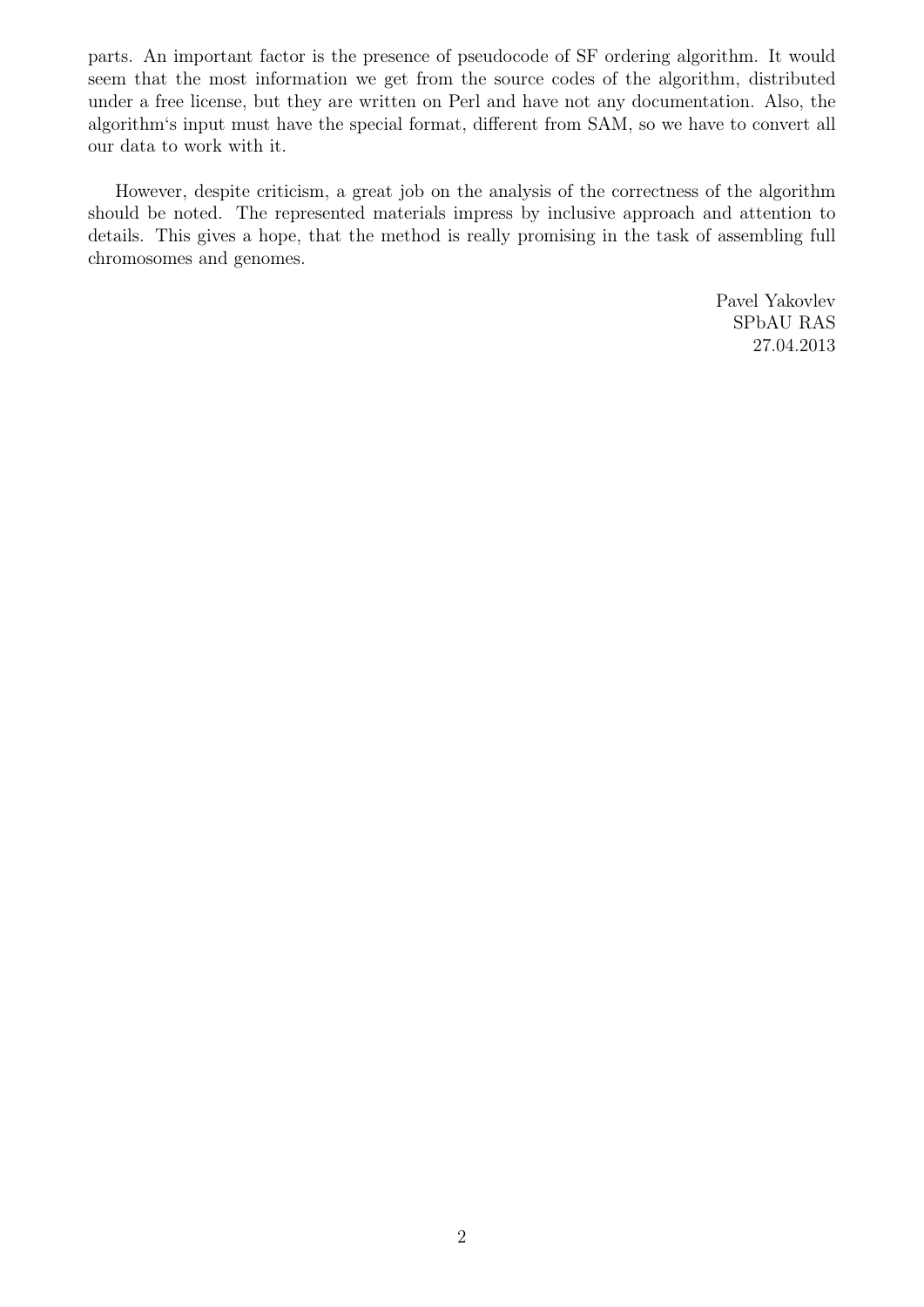parts. An important factor is the presence of pseudocode of SF ordering algorithm. It would seem that the most information we get from the source codes of the algorithm, distributed under a free license, but they are written on Perl and have not any documentation. Also, the algorithm‘s input must have the special format, different from SAM, so we have to convert all our data to work with it.

However, despite criticism, a great job on the analysis of the correctness of the algorithm should be noted. The represented materials impress by inclusive approach and attention to details. This gives a hope, that the method is really promising in the task of assembling full chromosomes and genomes.

Pavel Yakovlev
SPbAU RAS
27.04.2013